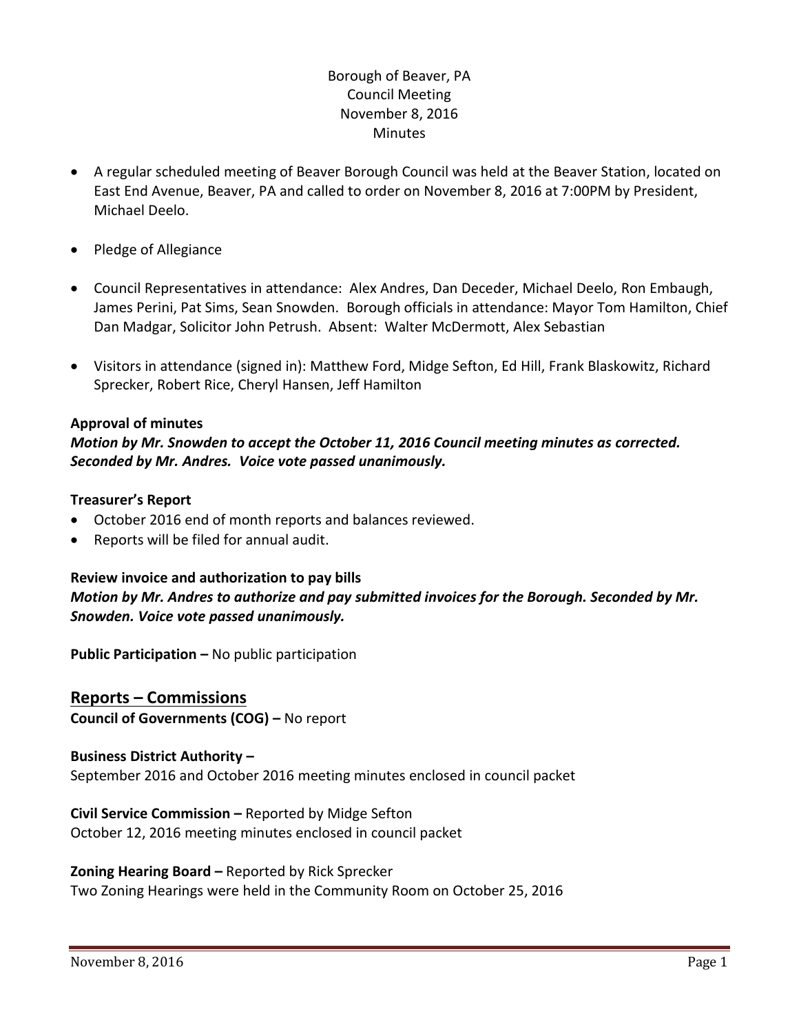Borough of Beaver, PA
Council Meeting
November 8, 2016
Minutes

- A regular scheduled meeting of Beaver Borough Council was held at the Beaver Station, located on East End Avenue, Beaver, PA and called to order on November 8, 2016 at 7:00PM by President, Michael Deelo.
- Pledge of Allegiance
- Council Representatives in attendance: Alex Andres, Dan Deceder, Michael Deelo, Ron Embaugh, James Perini, Pat Sims, Sean Snowden. Borough officials in attendance: Mayor Tom Hamilton, Chief Dan Madgar, Solicitor John Petrush. Absent: Walter McDermott, Alex Sebastian
- Visitors in attendance (signed in): Matthew Ford, Midge Sefton, Ed Hill, Frank Blaskowitz, Richard Sprecker, Robert Rice, Cheryl Hansen, Jeff Hamilton

**Approval of minutes**

***Motion by Mr. Snowden to accept the October 11, 2016 Council meeting minutes as corrected. Seconded by Mr. Andres. Voice vote passed unanimously.***

**Treasurer's Report**

- October 2016 end of month reports and balances reviewed.
- Reports will be filed for annual audit.

**Review invoice and authorization to pay bills**

***Motion by Mr. Andres to authorize and pay submitted invoices for the Borough. Seconded by Mr. Snowden. Voice vote passed unanimously.***

**Public Participation –** No public participation

## Reports – Commissions

**Council of Governments (COG) –** No report

**Business District Authority –**
September 2016 and October 2016 meeting minutes enclosed in council packet

**Civil Service Commission –** Reported by Midge Sefton
October 12, 2016 meeting minutes enclosed in council packet

**Zoning Hearing Board –** Reported by Rick Sprecker
Two Zoning Hearings were held in the Community Room on October 25, 2016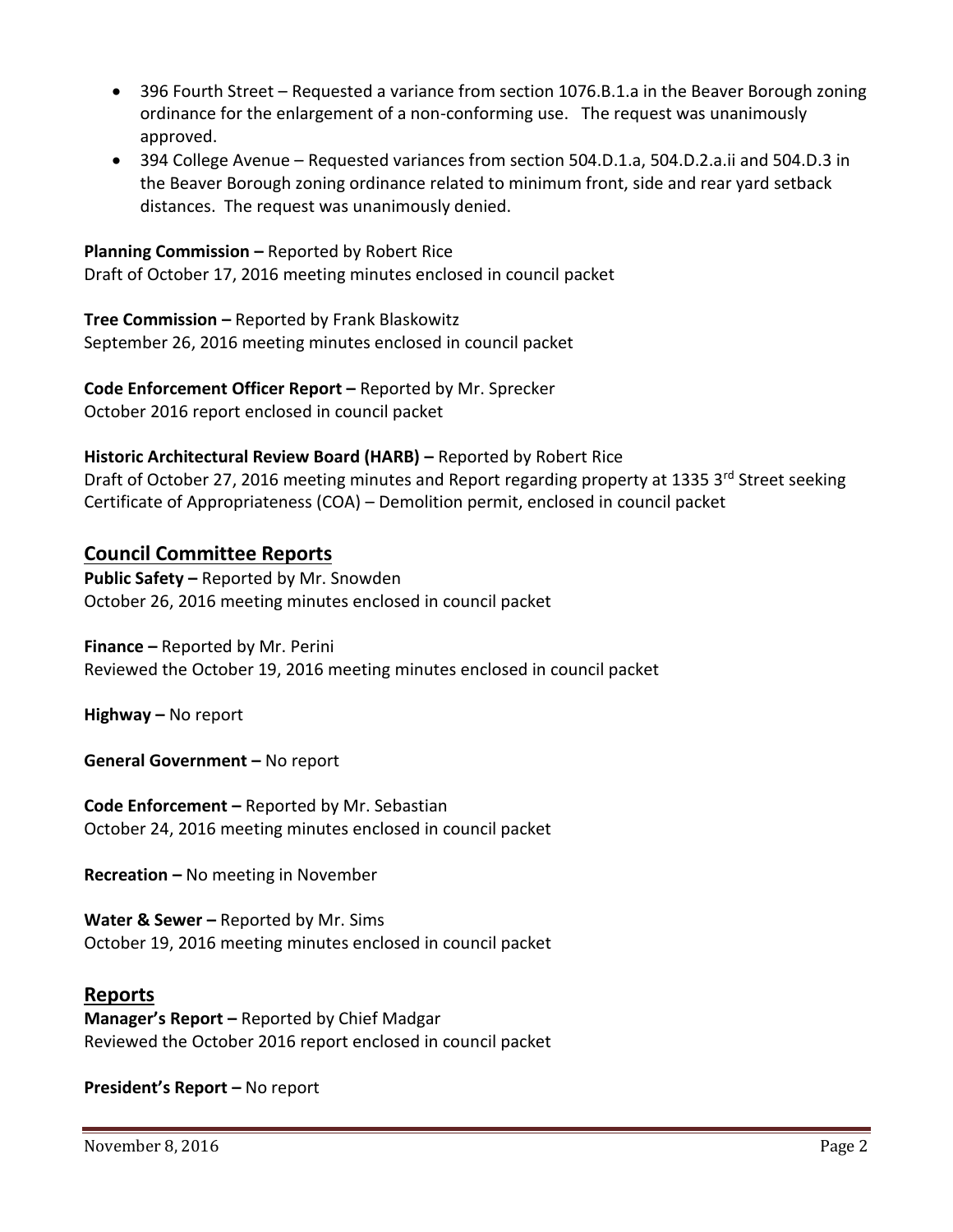- 396 Fourth Street – Requested a variance from section 1076.B.1.a in the Beaver Borough zoning ordinance for the enlargement of a non-conforming use. The request was unanimously approved.
- 394 College Avenue – Requested variances from section 504.D.1.a, 504.D.2.a.ii and 504.D.3 in the Beaver Borough zoning ordinance related to minimum front, side and rear yard setback distances. The request was unanimously denied.

**Planning Commission –** Reported by Robert Rice
Draft of October 17, 2016 meeting minutes enclosed in council packet

**Tree Commission –** Reported by Frank Blaskowitz
September 26, 2016 meeting minutes enclosed in council packet

**Code Enforcement Officer Report –** Reported by Mr. Sprecker
October 2016 report enclosed in council packet

**Historic Architectural Review Board (HARB) –** Reported by Robert Rice
Draft of October 27, 2016 meeting minutes and Report regarding property at 1335 3rd Street seeking Certificate of Appropriateness (COA) – Demolition permit, enclosed in council packet

## Council Committee Reports

**Public Safety –** Reported by Mr. Snowden
October 26, 2016 meeting minutes enclosed in council packet

**Finance –** Reported by Mr. Perini
Reviewed the October 19, 2016 meeting minutes enclosed in council packet

**Highway –** No report

**General Government –** No report

**Code Enforcement –** Reported by Mr. Sebastian
October 24, 2016 meeting minutes enclosed in council packet

**Recreation –** No meeting in November

**Water & Sewer –** Reported by Mr. Sims
October 19, 2016 meeting minutes enclosed in council packet

## Reports

**Manager's Report –** Reported by Chief Madgar
Reviewed the October 2016 report enclosed in council packet

**President's Report –** No report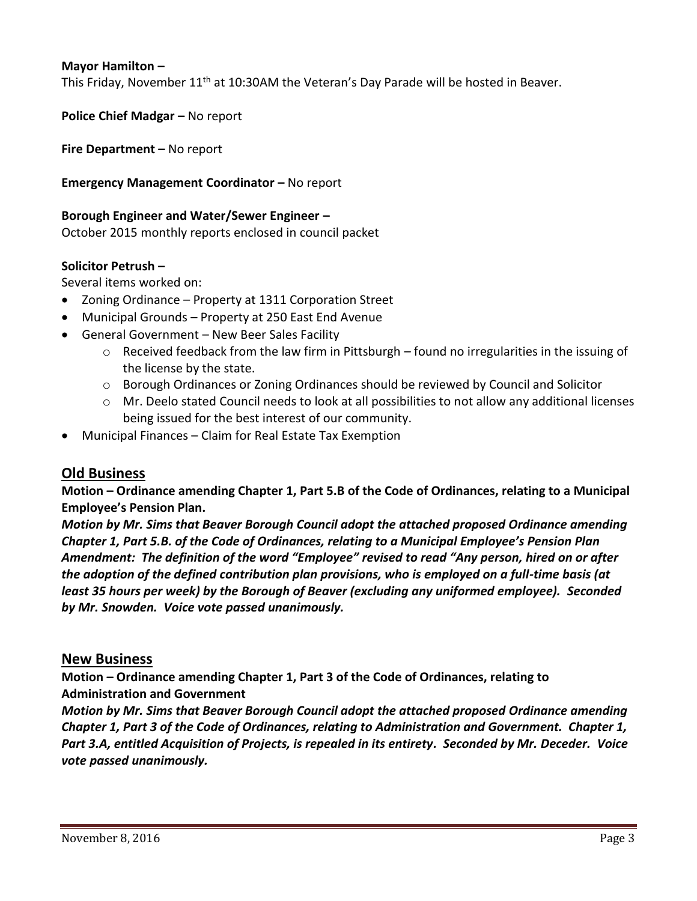**Mayor Hamilton –**
This Friday, November 11th at 10:30AM the Veteran's Day Parade will be hosted in Beaver.

**Police Chief Madgar –** No report

**Fire Department –** No report

**Emergency Management Coordinator –** No report

**Borough Engineer and Water/Sewer Engineer –**
October 2015 monthly reports enclosed in council packet

**Solicitor Petrush –**
Several items worked on:

- Zoning Ordinance – Property at 1311 Corporation Street
- Municipal Grounds – Property at 250 East End Avenue
- General Government – New Beer Sales Facility
    - Received feedback from the law firm in Pittsburgh – found no irregularities in the issuing of the license by the state.
    - Borough Ordinances or Zoning Ordinances should be reviewed by Council and Solicitor
    - Mr. Deelo stated Council needs to look at all possibilities to not allow any additional licenses being issued for the best interest of our community.
- Municipal Finances – Claim for Real Estate Tax Exemption

## Old Business

**Motion – Ordinance amending Chapter 1, Part 5.B of the Code of Ordinances, relating to a Municipal Employee's Pension Plan.**

***Motion by Mr. Sims that Beaver Borough Council adopt the attached proposed Ordinance amending Chapter 1, Part 5.B. of the Code of Ordinances, relating to a Municipal Employee's Pension Plan Amendment: The definition of the word "Employee" revised to read "Any person, hired on or after the adoption of the defined contribution plan provisions, who is employed on a full-time basis (at least 35 hours per week) by the Borough of Beaver (excluding any uniformed employee). Seconded by Mr. Snowden. Voice vote passed unanimously.***

## New Business

**Motion – Ordinance amending Chapter 1, Part 3 of the Code of Ordinances, relating to Administration and Government**

***Motion by Mr. Sims that Beaver Borough Council adopt the attached proposed Ordinance amending Chapter 1, Part 3 of the Code of Ordinances, relating to Administration and Government. Chapter 1, Part 3.A, entitled Acquisition of Projects, is repealed in its entirety. Seconded by Mr. Deceder. Voice vote passed unanimously.***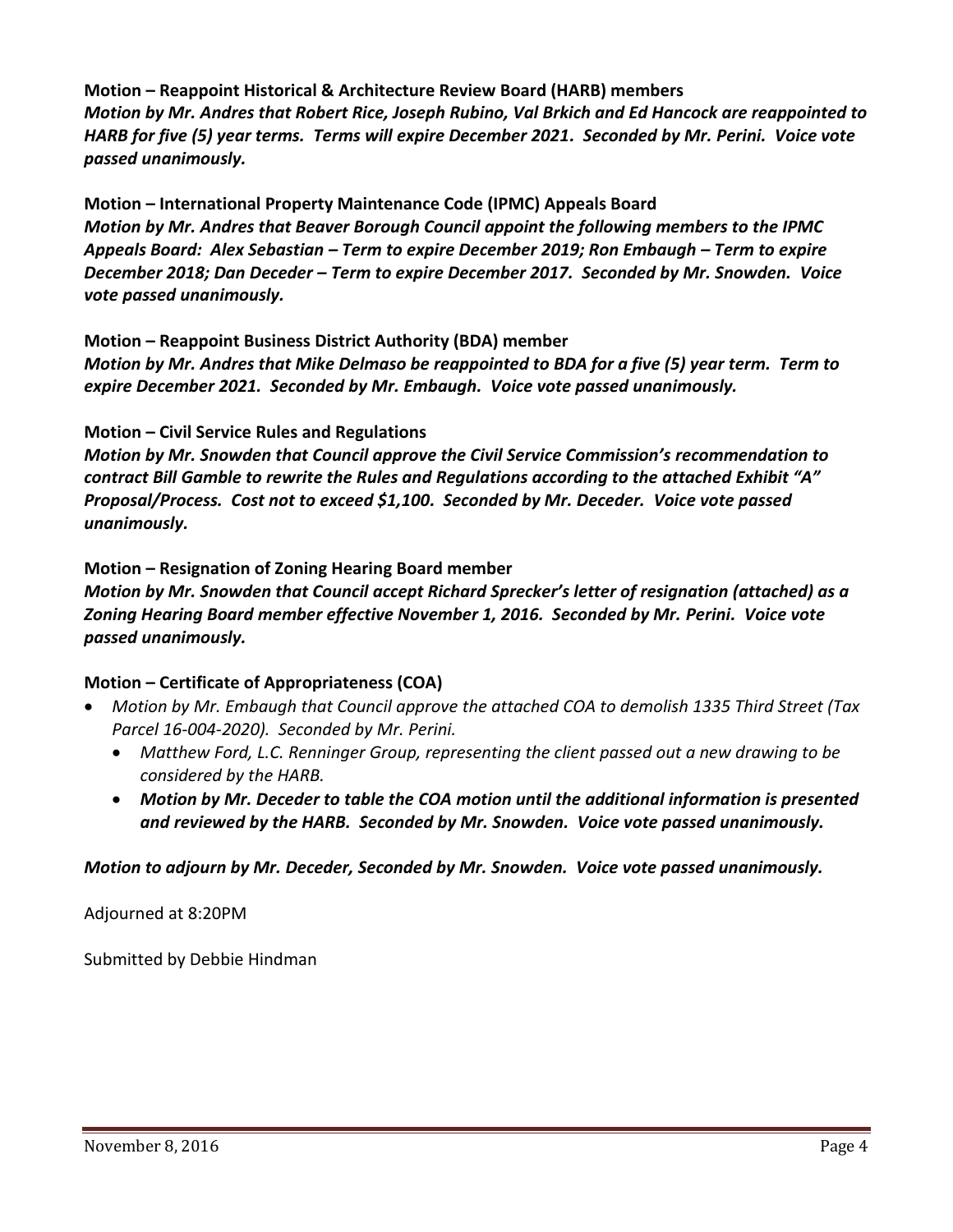**Motion – Reappoint Historical & Architecture Review Board (HARB) members**
***Motion by Mr. Andres that Robert Rice, Joseph Rubino, Val Brkich and Ed Hancock are reappointed to HARB for five (5) year terms. Terms will expire December 2021. Seconded by Mr. Perini. Voice vote passed unanimously.***

**Motion – International Property Maintenance Code (IPMC) Appeals Board**
***Motion by Mr. Andres that Beaver Borough Council appoint the following members to the IPMC Appeals Board: Alex Sebastian – Term to expire December 2019; Ron Embaugh – Term to expire December 2018; Dan Deceder – Term to expire December 2017. Seconded by Mr. Snowden. Voice vote passed unanimously.***

**Motion – Reappoint Business District Authority (BDA) member**
***Motion by Mr. Andres that Mike Delmaso be reappointed to BDA for a five (5) year term. Term to expire December 2021. Seconded by Mr. Embaugh. Voice vote passed unanimously.***

**Motion – Civil Service Rules and Regulations**
***Motion by Mr. Snowden that Council approve the Civil Service Commission's recommendation to contract Bill Gamble to rewrite the Rules and Regulations according to the attached Exhibit "A" Proposal/Process. Cost not to exceed $1,100. Seconded by Mr. Deceder. Voice vote passed unanimously.***

**Motion – Resignation of Zoning Hearing Board member**
***Motion by Mr. Snowden that Council accept Richard Sprecker's letter of resignation (attached) as a Zoning Hearing Board member effective November 1, 2016. Seconded by Mr. Perini. Voice vote passed unanimously.***

**Motion – Certificate of Appropriateness (COA)**

- *Motion by Mr. Embaugh that Council approve the attached COA to demolish 1335 Third Street (Tax Parcel 16-004-2020). Seconded by Mr. Perini.*
  - *Matthew Ford, L.C. Renninger Group, representing the client passed out a new drawing to be considered by the HARB.*
  - ***Motion by Mr. Deceder to table the COA motion until the additional information is presented and reviewed by the HARB. Seconded by Mr. Snowden. Voice vote passed unanimously.***

***Motion to adjourn by Mr. Deceder, Seconded by Mr. Snowden. Voice vote passed unanimously.***

Adjourned at 8:20PM

Submitted by Debbie Hindman